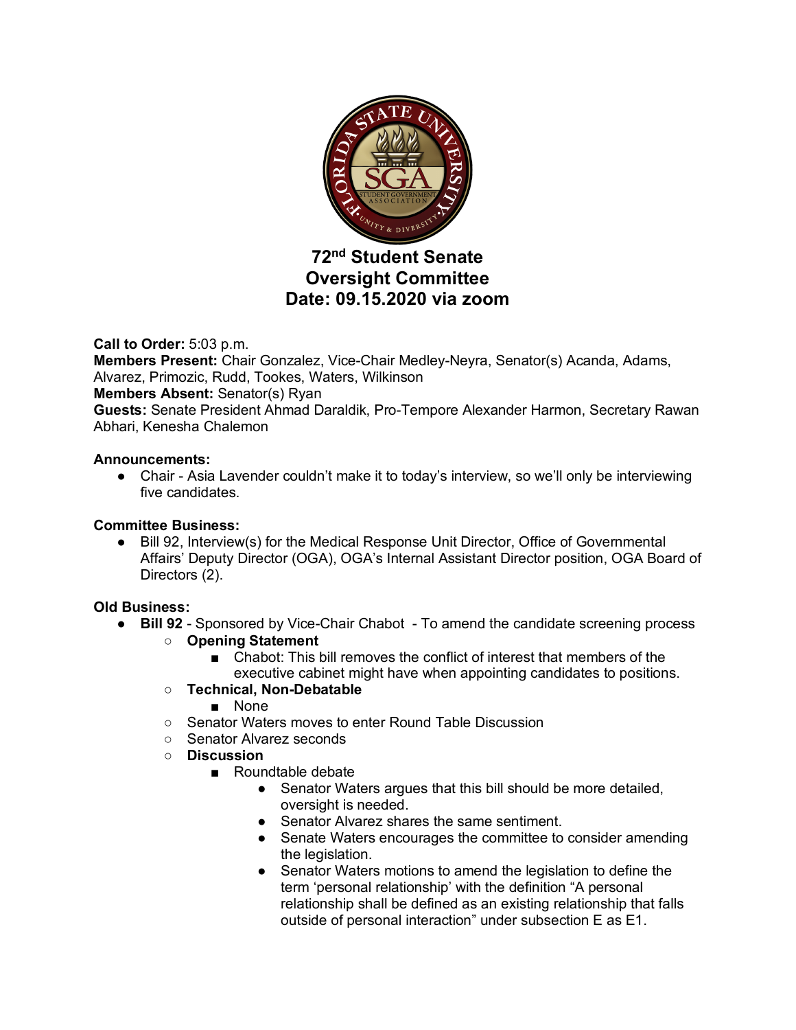# 72nd Student Senate
# Oversight Committee
# Date: 09.15.2020 via zoom

**Call to Order:** 5:03 p.m.
**Members Present:** Chair Gonzalez, Vice-Chair Medley-Neyra, Senator(s) Acanda, Adams, Alvarez, Primozic, Rudd, Tookes, Waters, Wilkinson
**Members Absent:** Senator(s) Ryan
**Guests:** Senate President Ahmad Daraldik, Pro-Tempore Alexander Harmon, Secretary Rawan Abhari, Kenesha Chalemon

**Announcements:**

- Chair - Asia Lavender couldn't make it to today's interview, so we'll only be interviewing five candidates.

**Committee Business:**

- Bill 92, Interview(s) for the Medical Response Unit Director, Office of Governmental Affairs' Deputy Director (OGA), OGA's Internal Assistant Director position, OGA Board of Directors (2).

**Old Business:**

- **Bill 92** - Sponsored by Vice-Chair Chabot - To amend the candidate screening process
  - **Opening Statement**
    - Chabot: This bill removes the conflict of interest that members of the executive cabinet might have when appointing candidates to positions.
  - **Technical, Non-Debatable**
    - None
  - Senator Waters moves to enter Round Table Discussion
  - Senator Alvarez seconds
  - **Discussion**
    - Roundtable debate
      - Senator Waters argues that this bill should be more detailed, oversight is needed.
      - Senator Alvarez shares the same sentiment.
      - Senate Waters encourages the committee to consider amending the legislation.
      - Senator Waters motions to amend the legislation to define the term 'personal relationship' with the definition "A personal relationship shall be defined as an existing relationship that falls outside of personal interaction" under subsection E as E1.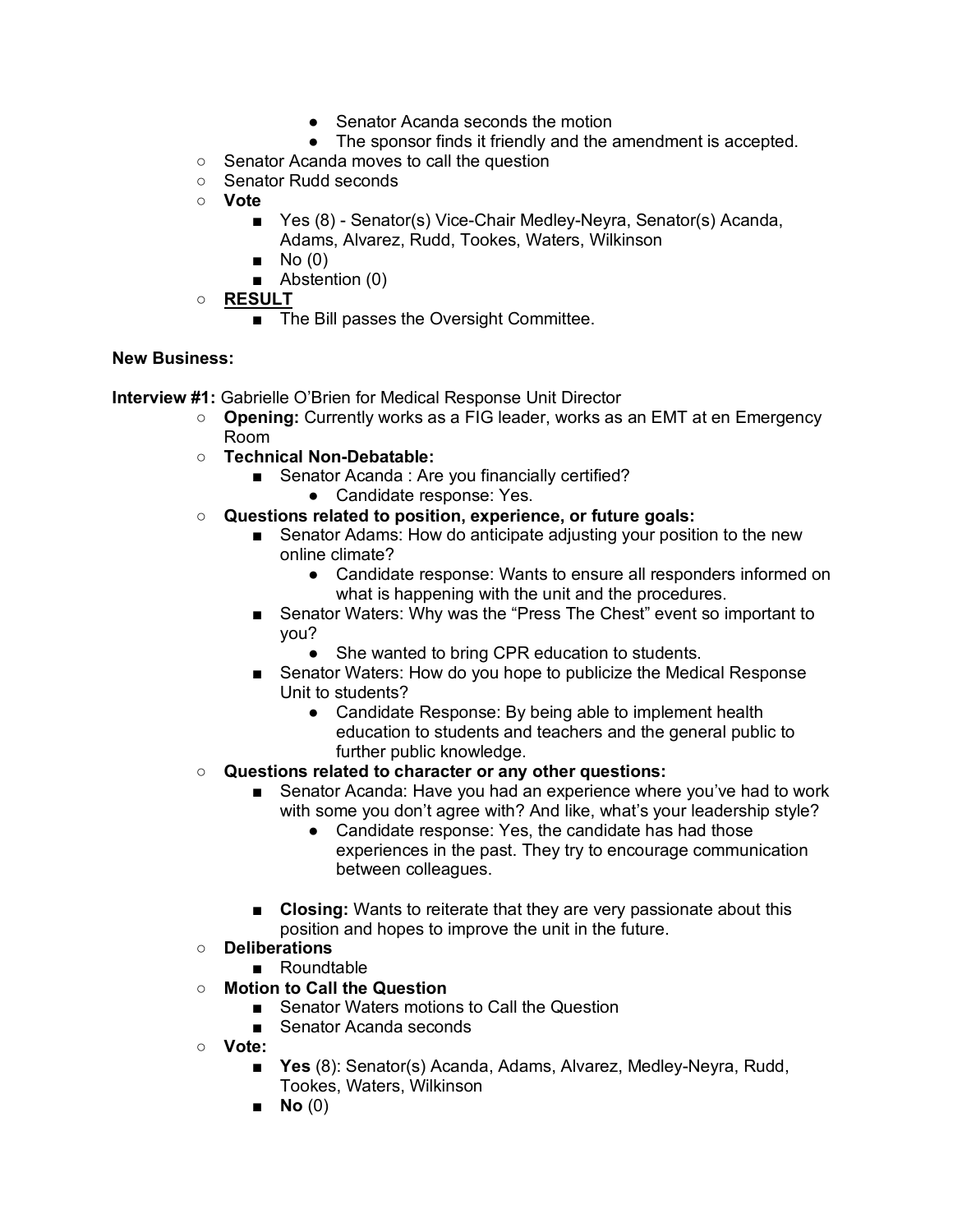- Senator Acanda seconds the motion
            - The sponsor finds it friendly and the amendment is accepted.
    - Senator Acanda moves to call the question
    - Senator Rudd seconds
    - **Vote**
        - Yes (8) - Senator(s) Vice-Chair Medley-Neyra, Senator(s) Acanda, Adams, Alvarez, Rudd, Tookes, Waters, Wilkinson
        - No (0)
        - Abstention (0)
    - **RESULT**
        - The Bill passes the Oversight Committee.

**New Business:**

**Interview #1:** Gabrielle O'Brien for Medical Response Unit Director

- **Opening:** Currently works as a FIG leader, works as an EMT at en Emergency Room
- **Technical Non-Debatable:**
    - Senator Acanda : Are you financially certified?
        - Candidate response: Yes.
- **Questions related to position, experience, or future goals:**
    - Senator Adams: How do anticipate adjusting your position to the new online climate?
        - Candidate response: Wants to ensure all responders informed on what is happening with the unit and the procedures.
    - Senator Waters: Why was the "Press The Chest" event so important to you?
        - She wanted to bring CPR education to students.
    - Senator Waters: How do you hope to publicize the Medical Response Unit to students?
        - Candidate Response: By being able to implement health education to students and teachers and the general public to further public knowledge.
- **Questions related to character or any other questions:**
    - Senator Acanda: Have you had an experience where you've had to work with some you don't agree with? And like, what's your leadership style?
        - Candidate response: Yes, the candidate has had those experiences in the past. They try to encourage communication between colleagues.
    - **Closing:** Wants to reiterate that they are very passionate about this position and hopes to improve the unit in the future.
- **Deliberations**
    - Roundtable
- **Motion to Call the Question**
    - Senator Waters motions to Call the Question
    - Senator Acanda seconds
- **Vote:**
    - **Yes** (8): Senator(s) Acanda, Adams, Alvarez, Medley-Neyra, Rudd, Tookes, Waters, Wilkinson
    - **No** (0)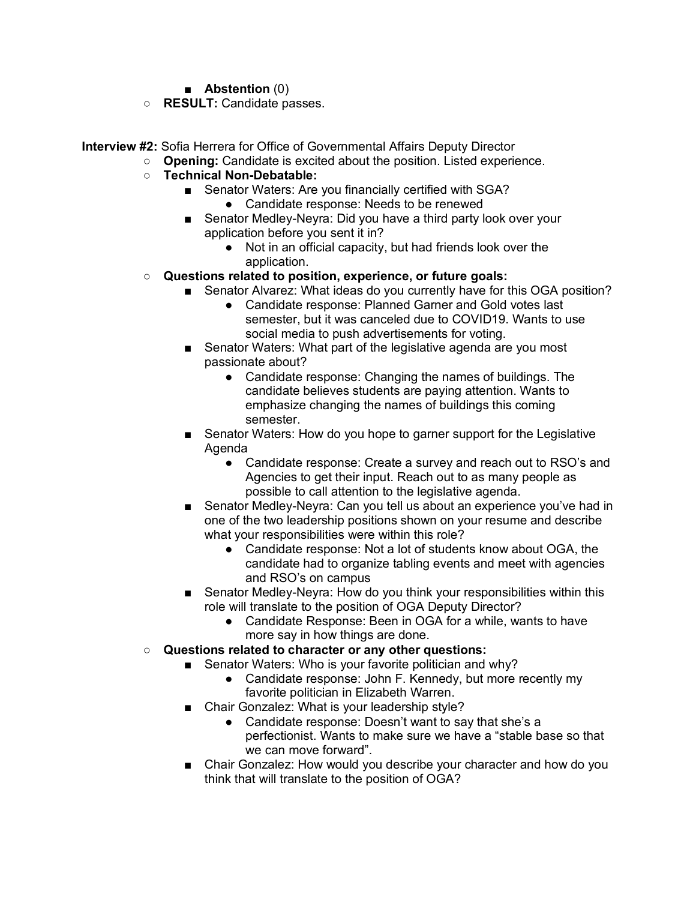- **Abstention** (0)
    - **RESULT:** Candidate passes.

**Interview #2:** Sofia Herrera for Office of Governmental Affairs Deputy Director

- **Opening:** Candidate is excited about the position. Listed experience.
- **Technical Non-Debatable:**
    - Senator Waters: Are you financially certified with SGA?
        - Candidate response: Needs to be renewed
    - Senator Medley-Neyra: Did you have a third party look over your application before you sent it in?
        - Not in an official capacity, but had friends look over the application.
- **Questions related to position, experience, or future goals:**
    - Senator Alvarez: What ideas do you currently have for this OGA position?
        - Candidate response: Planned Garner and Gold votes last semester, but it was canceled due to COVID19. Wants to use social media to push advertisements for voting.
    - Senator Waters: What part of the legislative agenda are you most passionate about?
        - Candidate response: Changing the names of buildings. The candidate believes students are paying attention. Wants to emphasize changing the names of buildings this coming semester.
    - Senator Waters: How do you hope to garner support for the Legislative Agenda
        - Candidate response: Create a survey and reach out to RSO's and Agencies to get their input. Reach out to as many people as possible to call attention to the legislative agenda.
    - Senator Medley-Neyra: Can you tell us about an experience you've had in one of the two leadership positions shown on your resume and describe what your responsibilities were within this role?
        - Candidate response: Not a lot of students know about OGA, the candidate had to organize tabling events and meet with agencies and RSO's on campus
    - Senator Medley-Neyra: How do you think your responsibilities within this role will translate to the position of OGA Deputy Director?
        - Candidate Response: Been in OGA for a while, wants to have more say in how things are done.
- **Questions related to character or any other questions:**
    - Senator Waters: Who is your favorite politician and why?
        - Candidate response: John F. Kennedy, but more recently my favorite politician in Elizabeth Warren.
    - Chair Gonzalez: What is your leadership style?
        - Candidate response: Doesn't want to say that she's a perfectionist. Wants to make sure we have a "stable base so that we can move forward".
    - Chair Gonzalez: How would you describe your character and how do you think that will translate to the position of OGA?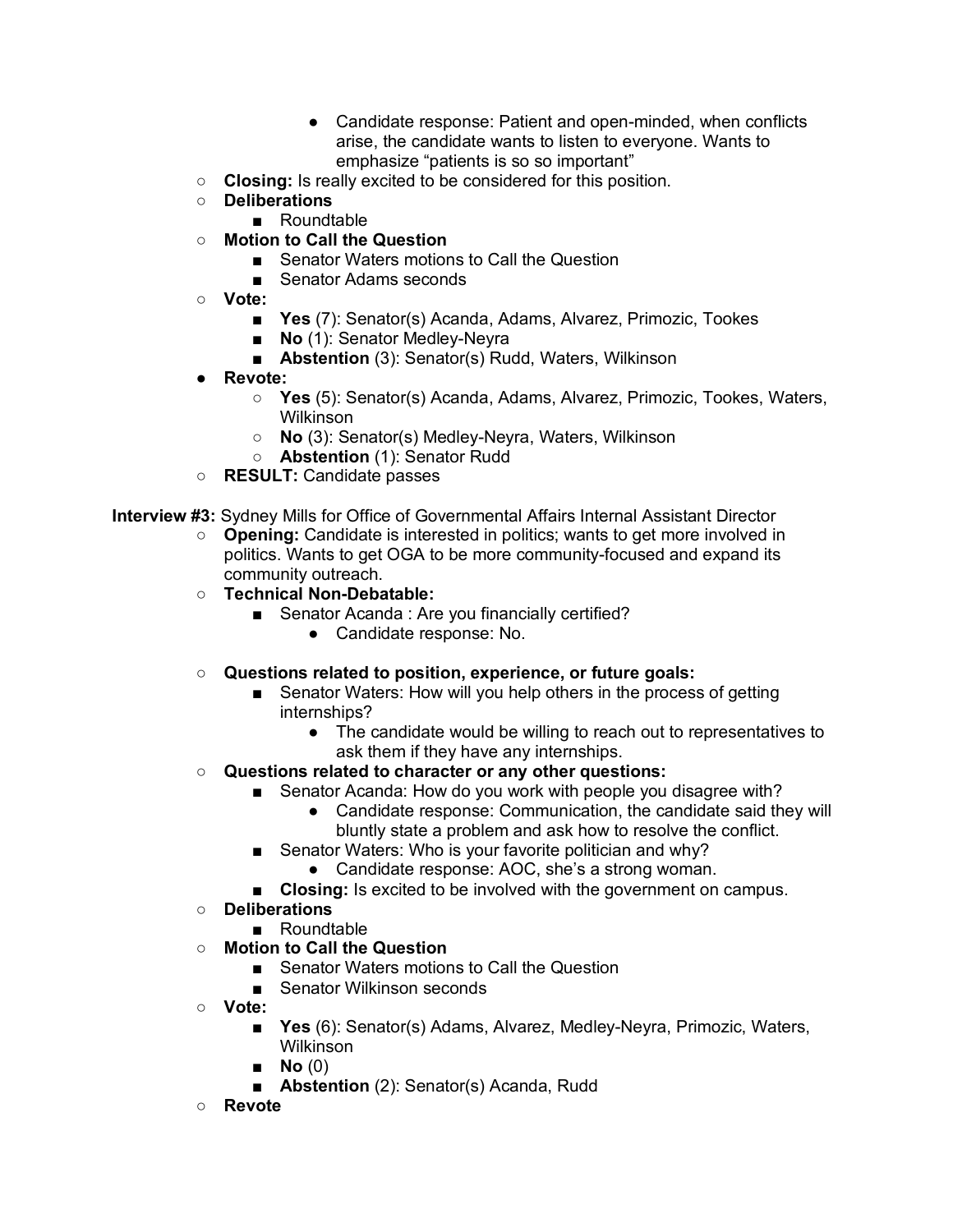- Candidate response: Patient and open-minded, when conflicts arise, the candidate wants to listen to everyone. Wants to emphasize "patients is so so important"
    - **Closing:** Is really excited to be considered for this position.
    - **Deliberations**
        - Roundtable
    - **Motion to Call the Question**
        - Senator Waters motions to Call the Question
        - Senator Adams seconds
    - **Vote:**
        - **Yes** (7): Senator(s) Acanda, Adams, Alvarez, Primozic, Tookes
        - **No** (1): Senator Medley-Neyra
        - **Abstention** (3): Senator(s) Rudd, Waters, Wilkinson
- **Revote:**
    - **Yes** (5): Senator(s) Acanda, Adams, Alvarez, Primozic, Tookes, Waters, Wilkinson
    - **No** (3): Senator(s) Medley-Neyra, Waters, Wilkinson
    - **Abstention** (1): Senator Rudd
    - **RESULT:** Candidate passes

**Interview #3:** Sydney Mills for Office of Governmental Affairs Internal Assistant Director

- **Opening:** Candidate is interested in politics; wants to get more involved in politics. Wants to get OGA to be more community-focused and expand its community outreach.
- **Technical Non-Debatable:**
    - Senator Acanda : Are you financially certified?
        - Candidate response: No.
- **Questions related to position, experience, or future goals:**
    - Senator Waters: How will you help others in the process of getting internships?
        - The candidate would be willing to reach out to representatives to ask them if they have any internships.
- **Questions related to character or any other questions:**
    - Senator Acanda: How do you work with people you disagree with?
        - Candidate response: Communication, the candidate said they will bluntly state a problem and ask how to resolve the conflict.
    - Senator Waters: Who is your favorite politician and why?
        - Candidate response: AOC, she's a strong woman.
    - **Closing:** Is excited to be involved with the government on campus.
- **Deliberations**
    - Roundtable
- **Motion to Call the Question**
    - Senator Waters motions to Call the Question
    - Senator Wilkinson seconds
- **Vote:**
    - **Yes** (6): Senator(s) Adams, Alvarez, Medley-Neyra, Primozic, Waters, Wilkinson
    - **No** (0)
    - **Abstention** (2): Senator(s) Acanda, Rudd
- **Revote**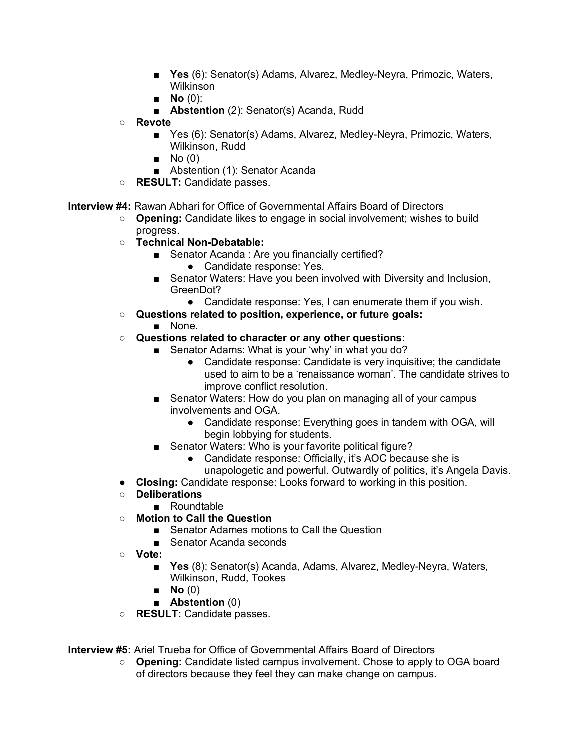- **Yes** (6): Senator(s) Adams, Alvarez, Medley-Neyra, Primozic, Waters, Wilkinson
- **No** (0):
- **Abstention** (2): Senator(s) Acanda, Rudd

- **Revote**
  - Yes (6): Senator(s) Adams, Alvarez, Medley-Neyra, Primozic, Waters, Wilkinson, Rudd
  - No (0)
  - Abstention (1): Senator Acanda
- **RESULT:** Candidate passes.

**Interview #4:** Rawan Abhari for Office of Governmental Affairs Board of Directors

- **Opening:** Candidate likes to engage in social involvement; wishes to build progress.
- **Technical Non-Debatable:**
  - Senator Acanda : Are you financially certified?
    - Candidate response: Yes.
  - Senator Waters: Have you been involved with Diversity and Inclusion, GreenDot?
    - Candidate response: Yes, I can enumerate them if you wish.
- **Questions related to position, experience, or future goals:**
  - None.
- **Questions related to character or any other questions:**
  - Senator Adams: What is your 'why' in what you do?
    - Candidate response: Candidate is very inquisitive; the candidate used to aim to be a 'renaissance woman'. The candidate strives to improve conflict resolution.
  - Senator Waters: How do you plan on managing all of your campus involvements and OGA.
    - Candidate response: Everything goes in tandem with OGA, will begin lobbying for students.
  - Senator Waters: Who is your favorite political figure?
    - Candidate response: Officially, it's AOC because she is unapologetic and powerful. Outwardly of politics, it's Angela Davis.
- **Closing:** Candidate response: Looks forward to working in this position.
- **Deliberations**
  - Roundtable
- **Motion to Call the Question**
  - Senator Adames motions to Call the Question
  - Senator Acanda seconds
- **Vote:**
  - **Yes** (8): Senator(s) Acanda, Adams, Alvarez, Medley-Neyra, Waters, Wilkinson, Rudd, Tookes
  - **No** (0)
  - **Abstention** (0)
- **RESULT:** Candidate passes.

**Interview #5:** Ariel Trueba for Office of Governmental Affairs Board of Directors

- **Opening:** Candidate listed campus involvement. Chose to apply to OGA board of directors because they feel they can make change on campus.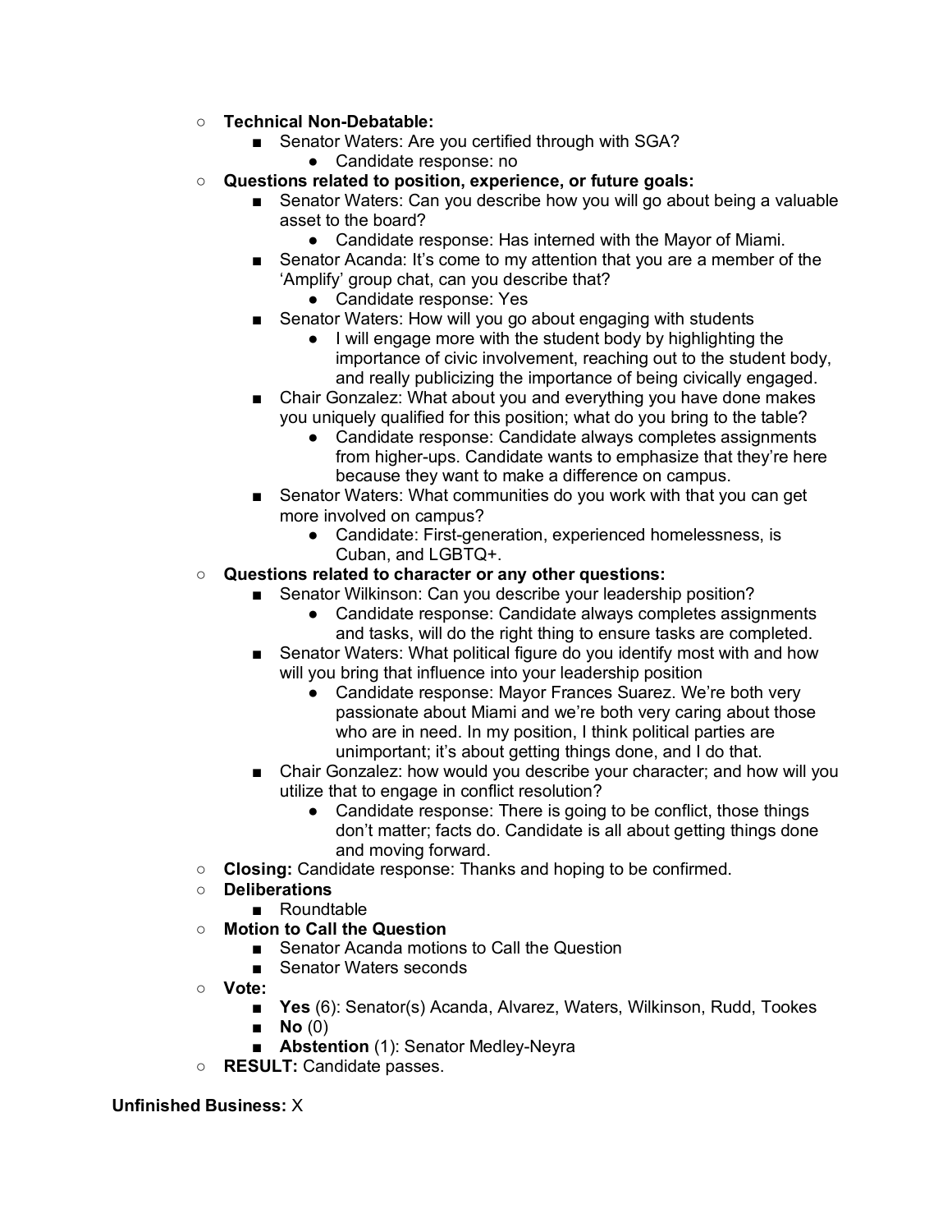- **Technical Non-Debatable:**
  - Senator Waters: Are you certified through with SGA?
    - Candidate response: no
- **Questions related to position, experience, or future goals:**
  - Senator Waters: Can you describe how you will go about being a valuable asset to the board?
    - Candidate response: Has interned with the Mayor of Miami.
  - Senator Acanda: It's come to my attention that you are a member of the 'Amplify' group chat, can you describe that?
    - Candidate response: Yes
  - Senator Waters: How will you go about engaging with students
    - I will engage more with the student body by highlighting the importance of civic involvement, reaching out to the student body, and really publicizing the importance of being civically engaged.
  - Chair Gonzalez: What about you and everything you have done makes you uniquely qualified for this position; what do you bring to the table?
    - Candidate response: Candidate always completes assignments from higher-ups. Candidate wants to emphasize that they're here because they want to make a difference on campus.
  - Senator Waters: What communities do you work with that you can get more involved on campus?
    - Candidate: First-generation, experienced homelessness, is Cuban, and LGBTQ+.
- **Questions related to character or any other questions:**
  - Senator Wilkinson: Can you describe your leadership position?
    - Candidate response: Candidate always completes assignments and tasks, will do the right thing to ensure tasks are completed.
  - Senator Waters: What political figure do you identify most with and how will you bring that influence into your leadership position
    - Candidate response: Mayor Frances Suarez. We're both very passionate about Miami and we're both very caring about those who are in need. In my position, I think political parties are unimportant; it's about getting things done, and I do that.
  - Chair Gonzalez: how would you describe your character; and how will you utilize that to engage in conflict resolution?
    - Candidate response: There is going to be conflict, those things don't matter; facts do. Candidate is all about getting things done and moving forward.
- **Closing:** Candidate response: Thanks and hoping to be confirmed.
- **Deliberations**
  - Roundtable
- **Motion to Call the Question**
  - Senator Acanda motions to Call the Question
  - Senator Waters seconds
- **Vote:**
  - **Yes** (6): Senator(s) Acanda, Alvarez, Waters, Wilkinson, Rudd, Tookes
  - **No** (0)
  - **Abstention** (1): Senator Medley-Neyra
- **RESULT:** Candidate passes.

**Unfinished Business:** X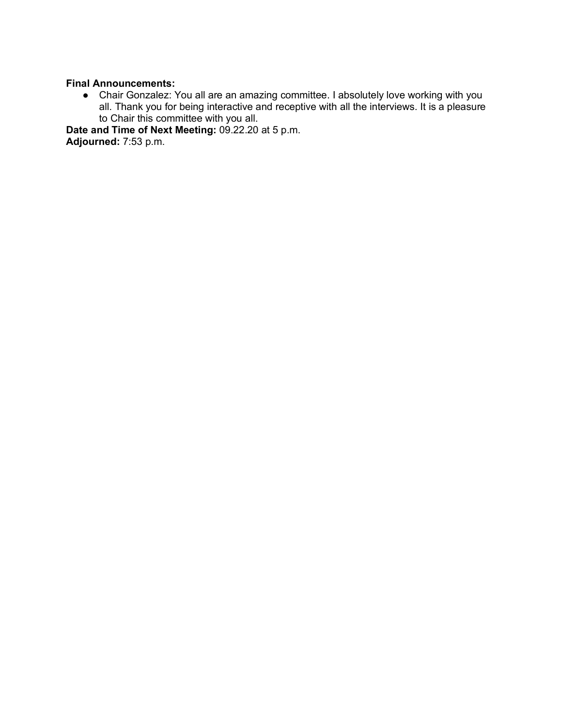**Final Announcements:**

- Chair Gonzalez: You all are an amazing committee. I absolutely love working with you all. Thank you for being interactive and receptive with all the interviews. It is a pleasure to Chair this committee with you all.

**Date and Time of Next Meeting:** 09.22.20 at 5 p.m.
**Adjourned:** 7:53 p.m.